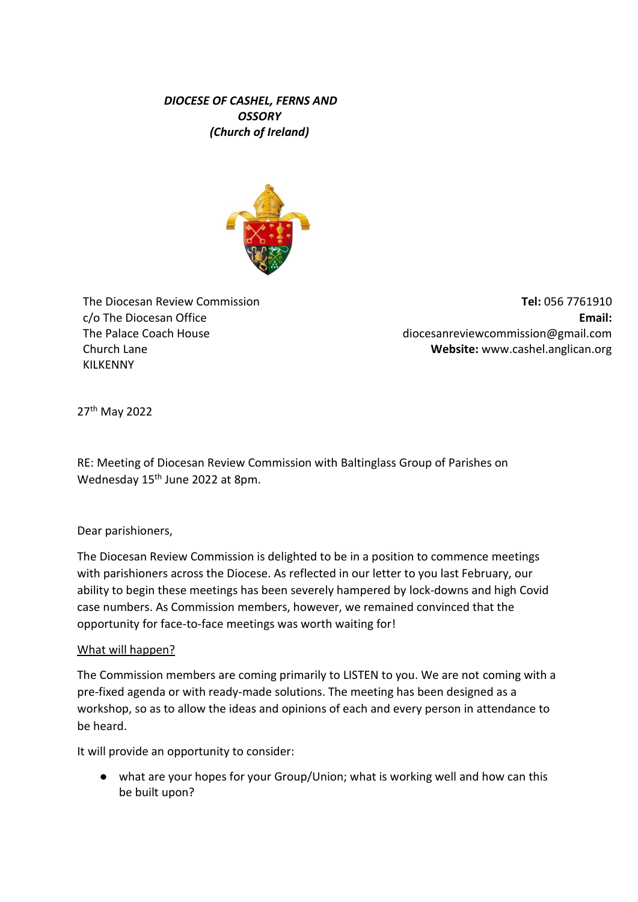***DIOCESE OF CASHEL, FERNS AND OSSORY***
***(Church of Ireland)***

The Diocesan Review Commission
c/o The Diocesan Office
The Palace Coach House
Church Lane
KILKENNY

**Tel:** 056 7761910
**Email:** diocesanreviewcommission@gmail.com
**Website:** www.cashel.anglican.org

27th May 2022

RE: Meeting of Diocesan Review Commission with Baltinglass Group of Parishes on Wednesday 15th June 2022 at 8pm.

Dear parishioners,

The Diocesan Review Commission is delighted to be in a position to commence meetings with parishioners across the Diocese. As reflected in our letter to you last February, our ability to begin these meetings has been severely hampered by lock-downs and high Covid case numbers. As Commission members, however, we remained convinced that the opportunity for face-to-face meetings was worth waiting for!

<u>What will happen?</u>

The Commission members are coming primarily to LISTEN to you. We are not coming with a pre-fixed agenda or with ready-made solutions. The meeting has been designed as a workshop, so as to allow the ideas and opinions of each and every person in attendance to be heard.

It will provide an opportunity to consider:

- what are your hopes for your Group/Union; what is working well and how can this be built upon?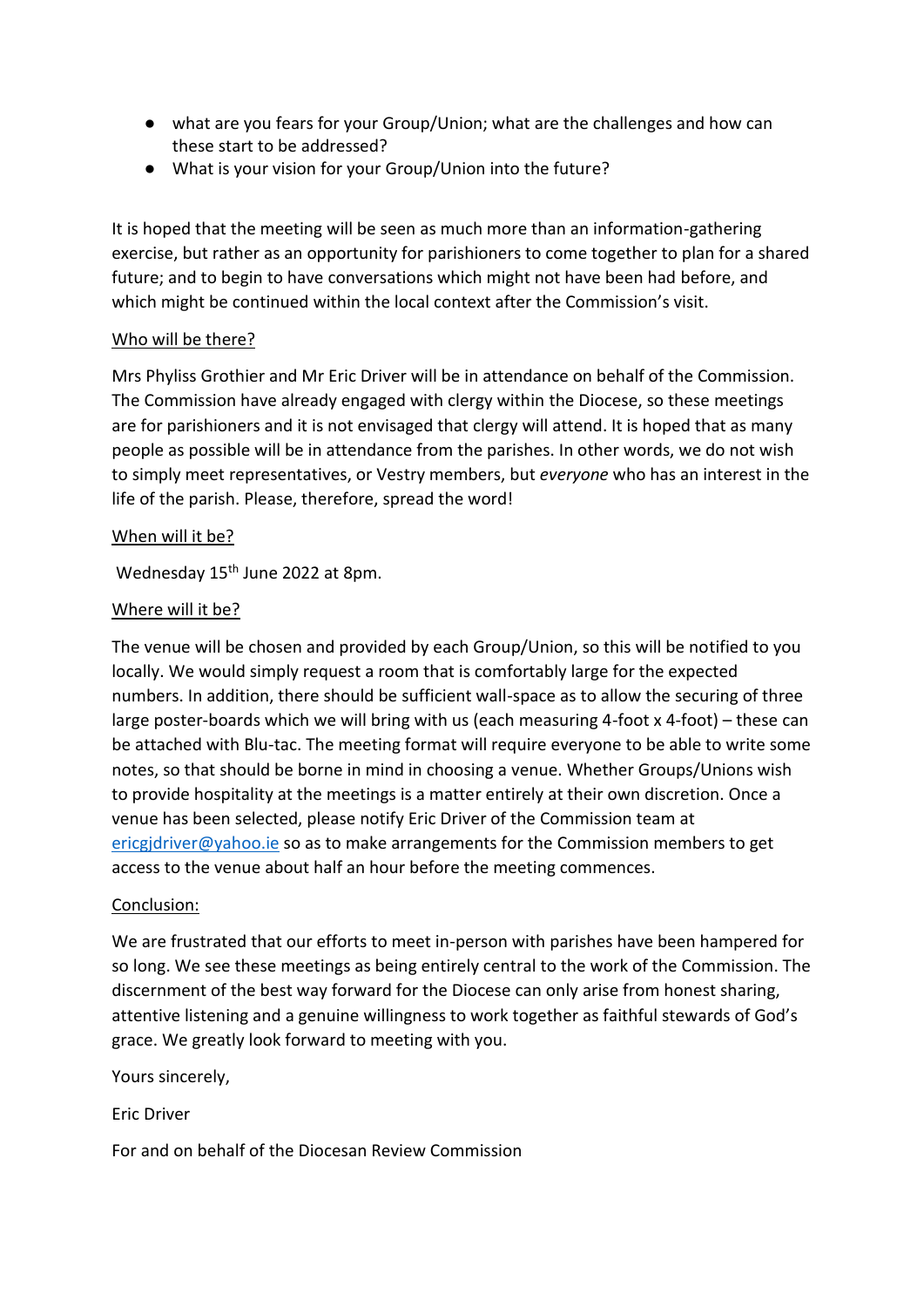- what are you fears for your Group/Union; what are the challenges and how can these start to be addressed?
- What is your vision for your Group/Union into the future?

It is hoped that the meeting will be seen as much more than an information-gathering exercise, but rather as an opportunity for parishioners to come together to plan for a shared future; and to begin to have conversations which might not have been had before, and which might be continued within the local context after the Commission's visit.

Who will be there?

Mrs Phyliss Grothier and Mr Eric Driver will be in attendance on behalf of the Commission. The Commission have already engaged with clergy within the Diocese, so these meetings are for parishioners and it is not envisaged that clergy will attend. It is hoped that as many people as possible will be in attendance from the parishes. In other words, we do not wish to simply meet representatives, or Vestry members, but *everyone* who has an interest in the life of the parish. Please, therefore, spread the word!

When will it be?

Wednesday 15th June 2022 at 8pm.

Where will it be?

The venue will be chosen and provided by each Group/Union, so this will be notified to you locally. We would simply request a room that is comfortably large for the expected numbers. In addition, there should be sufficient wall-space as to allow the securing of three large poster-boards which we will bring with us (each measuring 4-foot x 4-foot) – these can be attached with Blu-tac. The meeting format will require everyone to be able to write some notes, so that should be borne in mind in choosing a venue. Whether Groups/Unions wish to provide hospitality at the meetings is a matter entirely at their own discretion. Once a venue has been selected, please notify Eric Driver of the Commission team at ericgjdriver@yahoo.ie so as to make arrangements for the Commission members to get access to the venue about half an hour before the meeting commences.

Conclusion:

We are frustrated that our efforts to meet in-person with parishes have been hampered for so long. We see these meetings as being entirely central to the work of the Commission. The discernment of the best way forward for the Diocese can only arise from honest sharing, attentive listening and a genuine willingness to work together as faithful stewards of God's grace. We greatly look forward to meeting with you.

Yours sincerely,

Eric Driver

For and on behalf of the Diocesan Review Commission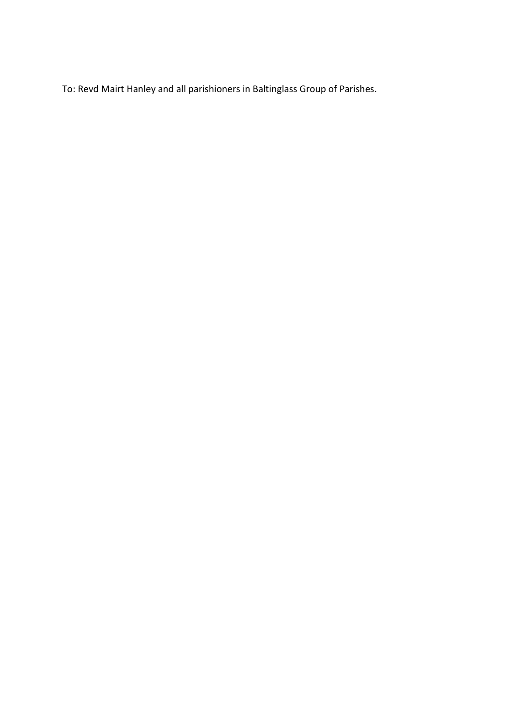To: Revd Mairt Hanley and all parishioners in Baltinglass Group of Parishes.